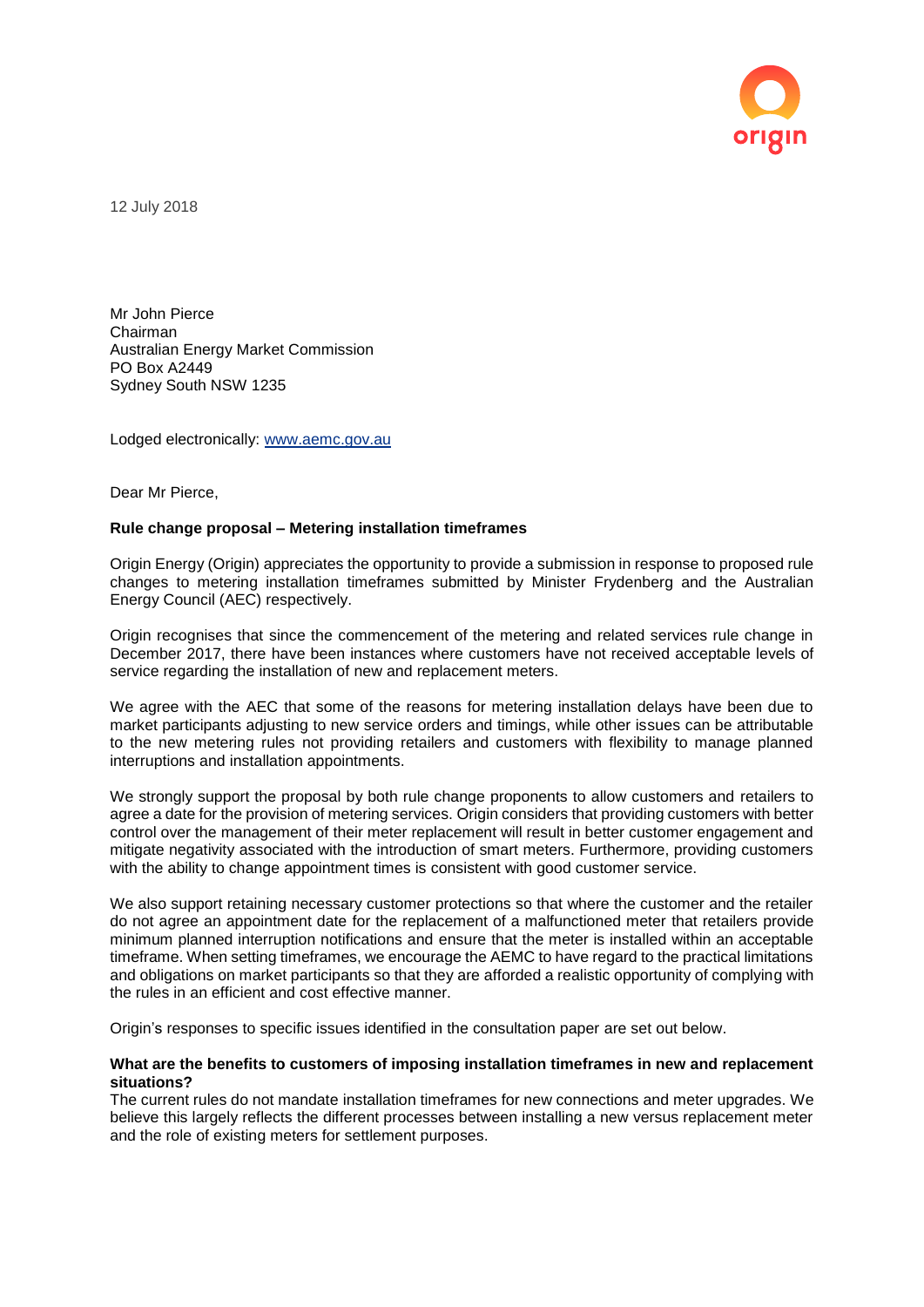12 July 2018

Mr John Pierce
Chairman
Australian Energy Market Commission
PO Box A2449
Sydney South NSW 1235

Lodged electronically: www.aemc.gov.au

Dear Mr Pierce,

**Rule change proposal – Metering installation timeframes**

Origin Energy (Origin) appreciates the opportunity to provide a submission in response to proposed rule changes to metering installation timeframes submitted by Minister Frydenberg and the Australian Energy Council (AEC) respectively.

Origin recognises that since the commencement of the metering and related services rule change in December 2017, there have been instances where customers have not received acceptable levels of service regarding the installation of new and replacement meters.

We agree with the AEC that some of the reasons for metering installation delays have been due to market participants adjusting to new service orders and timings, while other issues can be attributable to the new metering rules not providing retailers and customers with flexibility to manage planned interruptions and installation appointments.

We strongly support the proposal by both rule change proponents to allow customers and retailers to agree a date for the provision of metering services. Origin considers that providing customers with better control over the management of their meter replacement will result in better customer engagement and mitigate negativity associated with the introduction of smart meters. Furthermore, providing customers with the ability to change appointment times is consistent with good customer service.

We also support retaining necessary customer protections so that where the customer and the retailer do not agree an appointment date for the replacement of a malfunctioned meter that retailers provide minimum planned interruption notifications and ensure that the meter is installed within an acceptable timeframe. When setting timeframes, we encourage the AEMC to have regard to the practical limitations and obligations on market participants so that they are afforded a realistic opportunity of complying with the rules in an efficient and cost effective manner.

Origin's responses to specific issues identified in the consultation paper are set out below.

**What are the benefits to customers of imposing installation timeframes in new and replacement situations?**

The current rules do not mandate installation timeframes for new connections and meter upgrades. We believe this largely reflects the different processes between installing a new versus replacement meter and the role of existing meters for settlement purposes.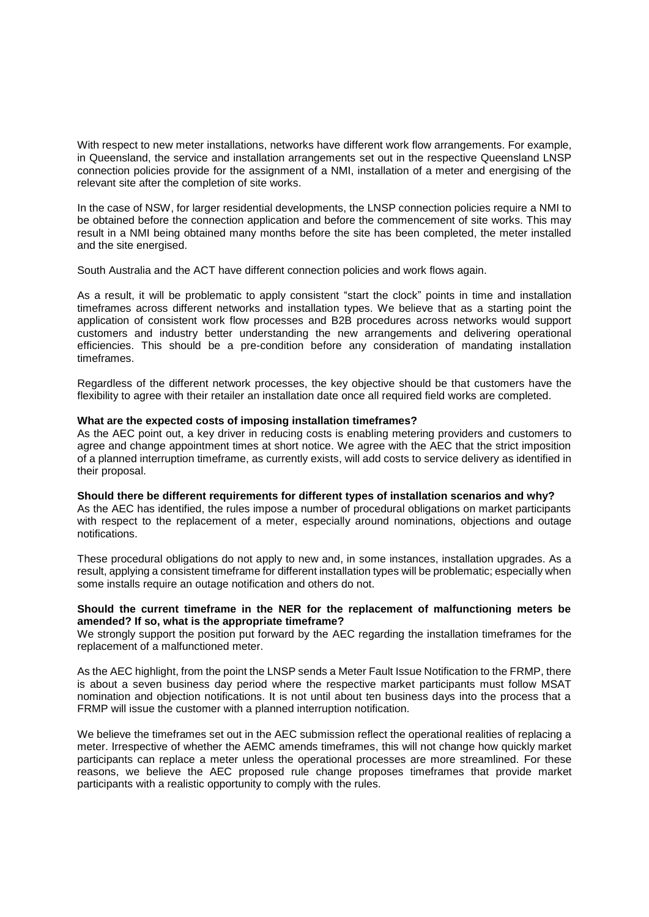With respect to new meter installations, networks have different work flow arrangements. For example, in Queensland, the service and installation arrangements set out in the respective Queensland LNSP connection policies provide for the assignment of a NMI, installation of a meter and energising of the relevant site after the completion of site works.

In the case of NSW, for larger residential developments, the LNSP connection policies require a NMI to be obtained before the connection application and before the commencement of site works. This may result in a NMI being obtained many months before the site has been completed, the meter installed and the site energised.

South Australia and the ACT have different connection policies and work flows again.

As a result, it will be problematic to apply consistent "start the clock" points in time and installation timeframes across different networks and installation types. We believe that as a starting point the application of consistent work flow processes and B2B procedures across networks would support customers and industry better understanding the new arrangements and delivering operational efficiencies. This should be a pre-condition before any consideration of mandating installation timeframes.

Regardless of the different network processes, the key objective should be that customers have the flexibility to agree with their retailer an installation date once all required field works are completed.

**What are the expected costs of imposing installation timeframes?**

As the AEC point out, a key driver in reducing costs is enabling metering providers and customers to agree and change appointment times at short notice. We agree with the AEC that the strict imposition of a planned interruption timeframe, as currently exists, will add costs to service delivery as identified in their proposal.

**Should there be different requirements for different types of installation scenarios and why?**

As the AEC has identified, the rules impose a number of procedural obligations on market participants with respect to the replacement of a meter, especially around nominations, objections and outage notifications.

These procedural obligations do not apply to new and, in some instances, installation upgrades. As a result, applying a consistent timeframe for different installation types will be problematic; especially when some installs require an outage notification and others do not.

**Should the current timeframe in the NER for the replacement of malfunctioning meters be amended? If so, what is the appropriate timeframe?**

We strongly support the position put forward by the AEC regarding the installation timeframes for the replacement of a malfunctioned meter.

As the AEC highlight, from the point the LNSP sends a Meter Fault Issue Notification to the FRMP, there is about a seven business day period where the respective market participants must follow MSAT nomination and objection notifications. It is not until about ten business days into the process that a FRMP will issue the customer with a planned interruption notification.

We believe the timeframes set out in the AEC submission reflect the operational realities of replacing a meter. Irrespective of whether the AEMC amends timeframes, this will not change how quickly market participants can replace a meter unless the operational processes are more streamlined. For these reasons, we believe the AEC proposed rule change proposes timeframes that provide market participants with a realistic opportunity to comply with the rules.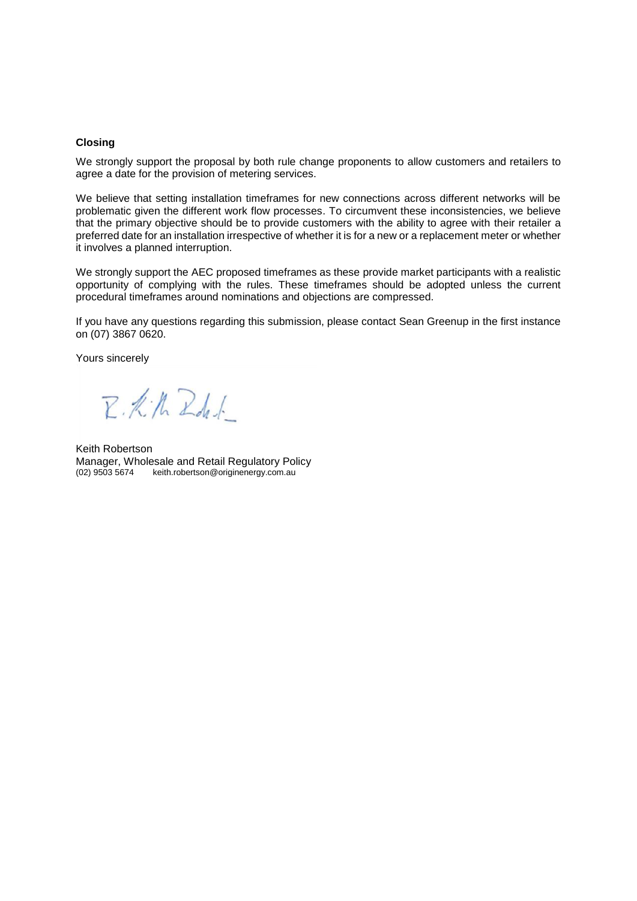**Closing**

We strongly support the proposal by both rule change proponents to allow customers and retailers to agree a date for the provision of metering services.

We believe that setting installation timeframes for new connections across different networks will be problematic given the different work flow processes. To circumvent these inconsistencies, we believe that the primary objective should be to provide customers with the ability to agree with their retailer a preferred date for an installation irrespective of whether it is for a new or a replacement meter or whether it involves a planned interruption.

We strongly support the AEC proposed timeframes as these provide market participants with a realistic opportunity of complying with the rules. These timeframes should be adopted unless the current procedural timeframes around nominations and objections are compressed.

If you have any questions regarding this submission, please contact Sean Greenup in the first instance on (07) 3867 0620.

Yours sincerely

Keith Robertson
Manager, Wholesale and Retail Regulatory Policy
(02) 9503 5674 keith.robertson@originenergy.com.au